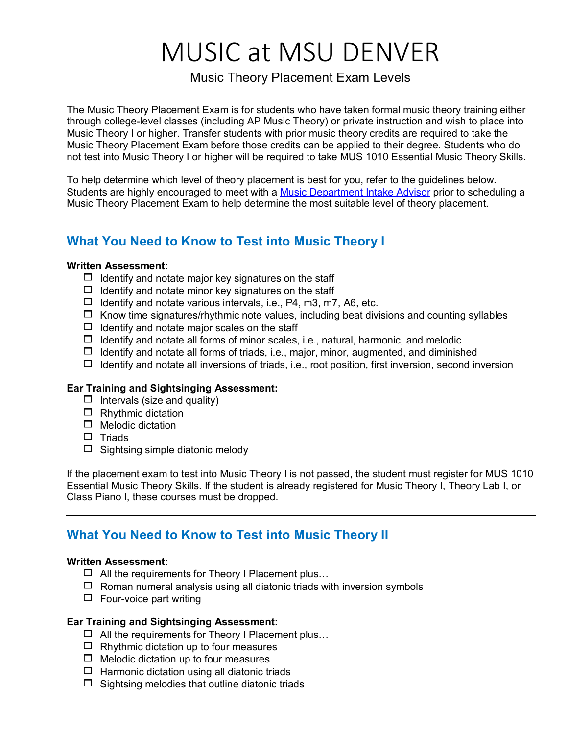# MUSIC at MSU DENVER

Music Theory Placement Exam Levels

The Music Theory Placement Exam is for students who have taken formal music theory training either through college-level classes (including AP Music Theory) or private instruction and wish to place into Music Theory I or higher. Transfer students with prior music theory credits are required to take the Music Theory Placement Exam before those credits can be applied to their degree. Students who do not test into Music Theory I or higher will be required to take MUS 1010 Essential Music Theory Skills.

To help determine which level of theory placement is best for you, refer to the guidelines below. Students are highly encouraged to meet with a Music Department Intake Advisor prior to scheduling a Music Theory Placement Exam to help determine the most suitable level of theory placement.

---

## What You Need to Know to Test into Music Theory I

**Written Assessment:**

- [ ] Identify and notate major key signatures on the staff
- [ ] Identify and notate minor key signatures on the staff
- [ ] Identify and notate various intervals, i.e., P4, m3, m7, A6, etc.
- [ ] Know time signatures/rhythmic note values, including beat divisions and counting syllables
- [ ] Identify and notate major scales on the staff
- [ ] Identify and notate all forms of minor scales, i.e., natural, harmonic, and melodic
- [ ] Identify and notate all forms of triads, i.e., major, minor, augmented, and diminished
- [ ] Identify and notate all inversions of triads, i.e., root position, first inversion, second inversion

**Ear Training and Sightsinging Assessment:**

- [ ] Intervals (size and quality)
- [ ] Rhythmic dictation
- [ ] Melodic dictation
- [ ] Triads
- [ ] Sightsing simple diatonic melody

If the placement exam to test into Music Theory I is not passed, the student must register for MUS 1010 Essential Music Theory Skills. If the student is already registered for Music Theory I, Theory Lab I, or Class Piano I, these courses must be dropped.

---

## What You Need to Know to Test into Music Theory II

**Written Assessment:**

- [ ] All the requirements for Theory I Placement plus…
- [ ] Roman numeral analysis using all diatonic triads with inversion symbols
- [ ] Four-voice part writing

**Ear Training and Sightsinging Assessment:**

- [ ] All the requirements for Theory I Placement plus…
- [ ] Rhythmic dictation up to four measures
- [ ] Melodic dictation up to four measures
- [ ] Harmonic dictation using all diatonic triads
- [ ] Sightsing melodies that outline diatonic triads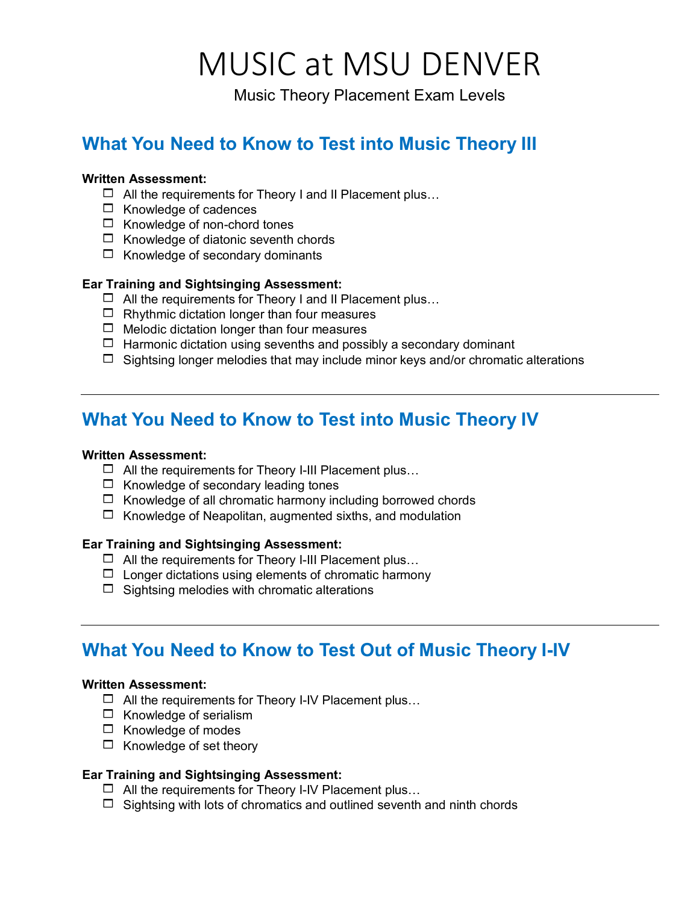# MUSIC at MSU DENVER

Music Theory Placement Exam Levels

## What You Need to Know to Test into Music Theory III

**Written Assessment:**

- ☐ All the requirements for Theory I and II Placement plus…
- ☐ Knowledge of cadences
- ☐ Knowledge of non-chord tones
- ☐ Knowledge of diatonic seventh chords
- ☐ Knowledge of secondary dominants

**Ear Training and Sightsinging Assessment:**

- ☐ All the requirements for Theory I and II Placement plus…
- ☐ Rhythmic dictation longer than four measures
- ☐ Melodic dictation longer than four measures
- ☐ Harmonic dictation using sevenths and possibly a secondary dominant
- ☐ Sightsing longer melodies that may include minor keys and/or chromatic alterations

---

## What You Need to Know to Test into Music Theory IV

**Written Assessment:**

- ☐ All the requirements for Theory I-III Placement plus…
- ☐ Knowledge of secondary leading tones
- ☐ Knowledge of all chromatic harmony including borrowed chords
- ☐ Knowledge of Neapolitan, augmented sixths, and modulation

**Ear Training and Sightsinging Assessment:**

- ☐ All the requirements for the Theory I-III Placement plus…
- ☐ Longer dictations using elements of chromatic harmony
- ☐ Sightsing melodies with chromatic alterations

---

## What You Need to Know to Test Out of Music Theory I-IV

**Written Assessment:**

- ☐ All the requirements for Theory I-IV Placement plus…
- ☐ Knowledge of serialism
- ☐ Knowledge of modes
- ☐ Knowledge of set theory

**Ear Training and Sightsinging Assessment:**

- ☐ All the requirements for Theory I-IV Placement plus…
- ☐ Sightsing with lots of chromatics and outlined seventh and ninth chords